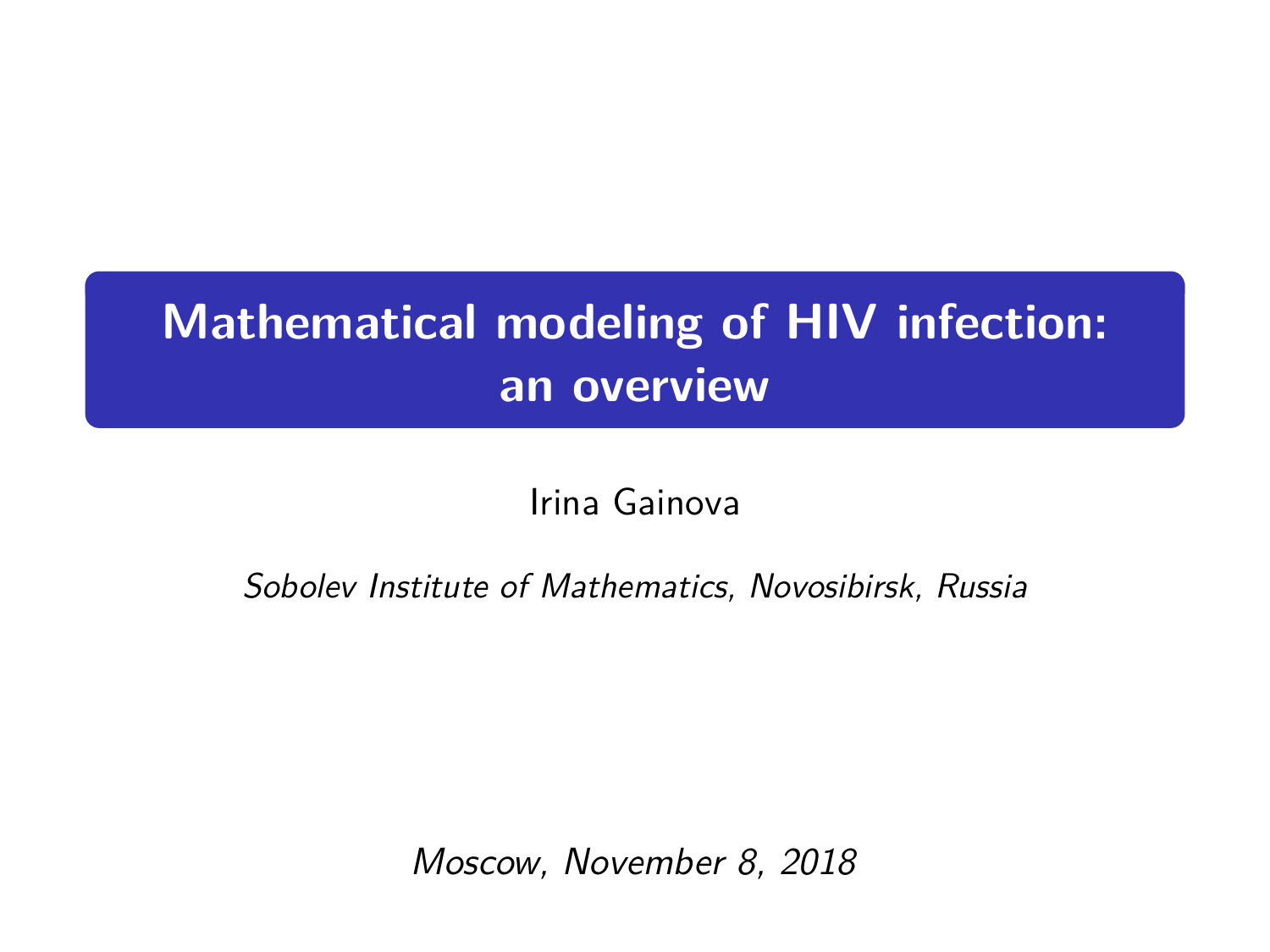# Mathematical modeling of HIV infection: an overview

Irina Gainova

*Sobolev Institute of Mathematics, Novosibirsk, Russia*

*Moscow, November 8, 2018*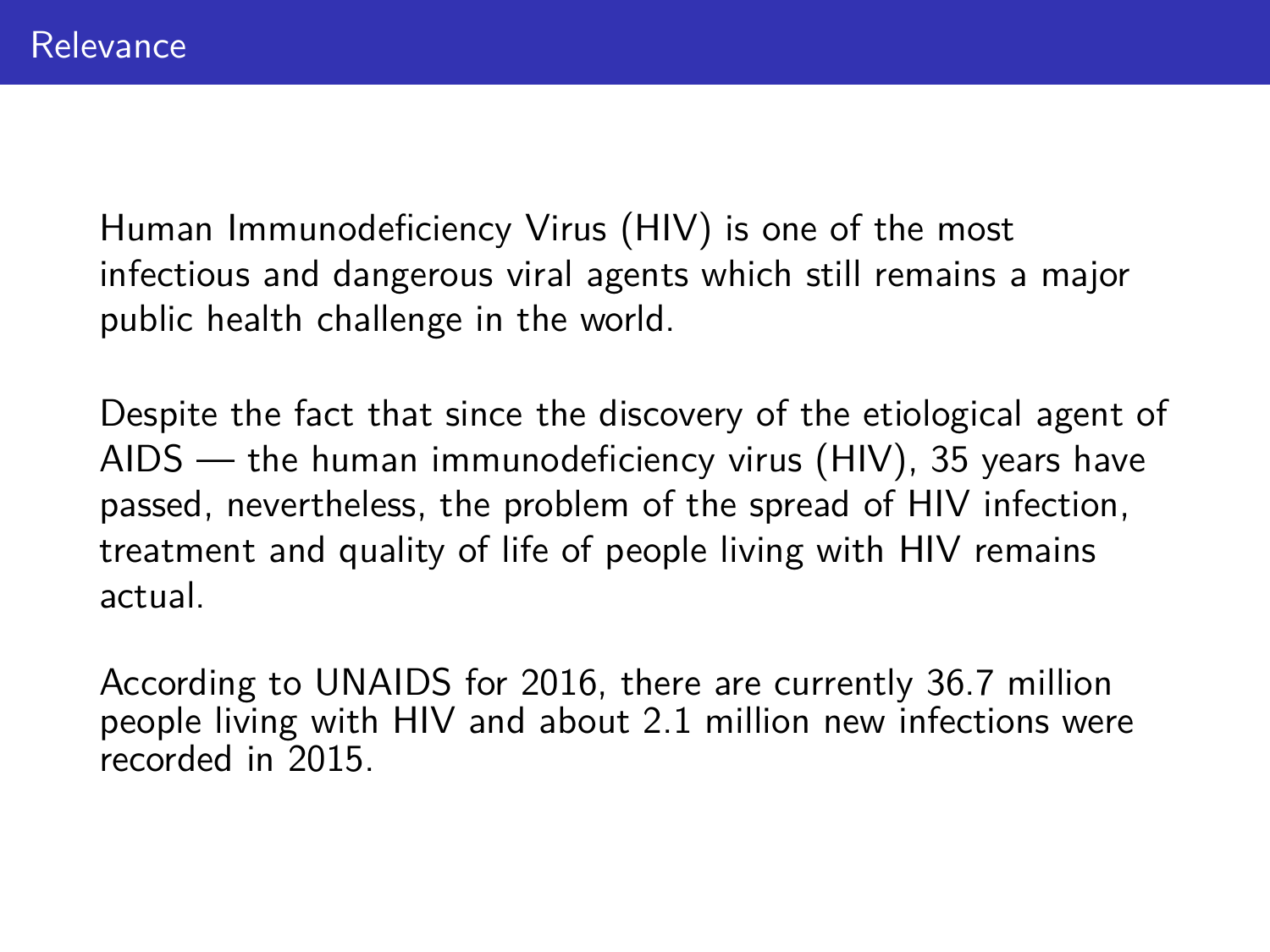## Relevance

Human Immunodeficiency Virus (HIV) is one of the most infectious and dangerous viral agents which still remains a major public health challenge in the world.

Despite the fact that since the discovery of the etiological agent of AIDS — the human immunodeficiency virus (HIV), 35 years have passed, nevertheless, the problem of the spread of HIV infection, treatment and quality of life of people living with HIV remains actual.

According to UNAIDS for 2016, there are currently 36.7 million people living with HIV and about 2.1 million new infections were recorded in 2015.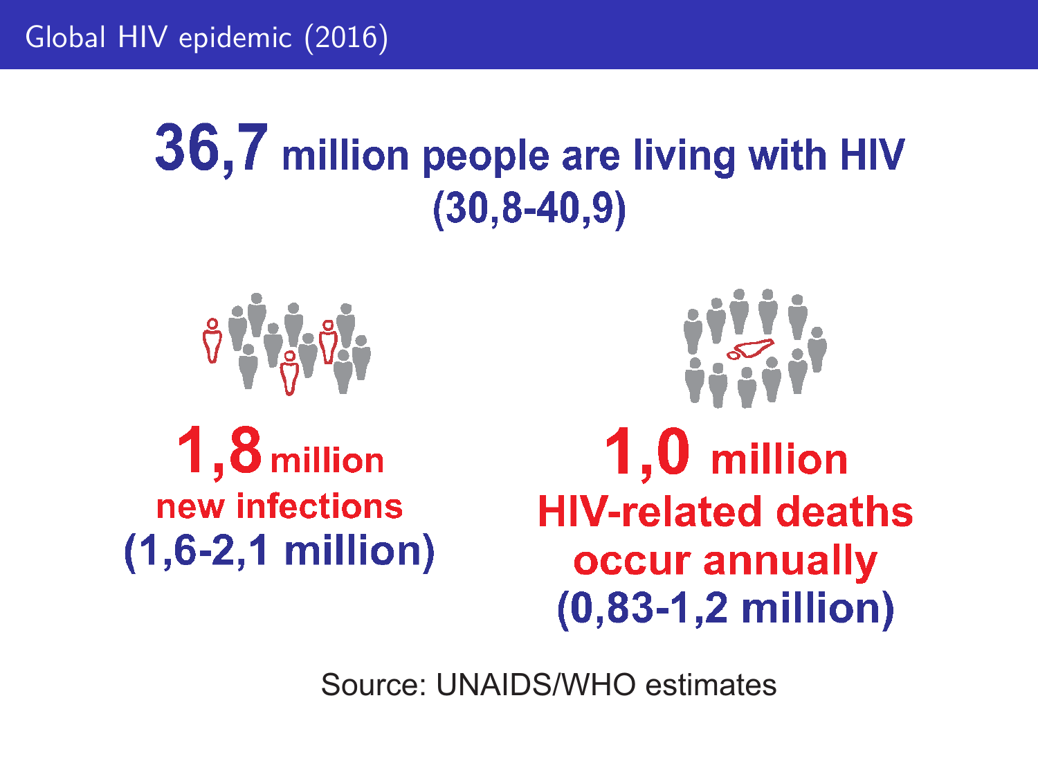# Global HIV epidemic (2016)

**36,7 million people are living with HIV**
**(30,8-40,9)**

**1,8 million**
**new infections**
**(1,6-2,1 million)**

**1,0 million**
**HIV-related deaths**
**occur annually**
**(0,83-1,2 million)**

Source: UNAIDS/WHO estimates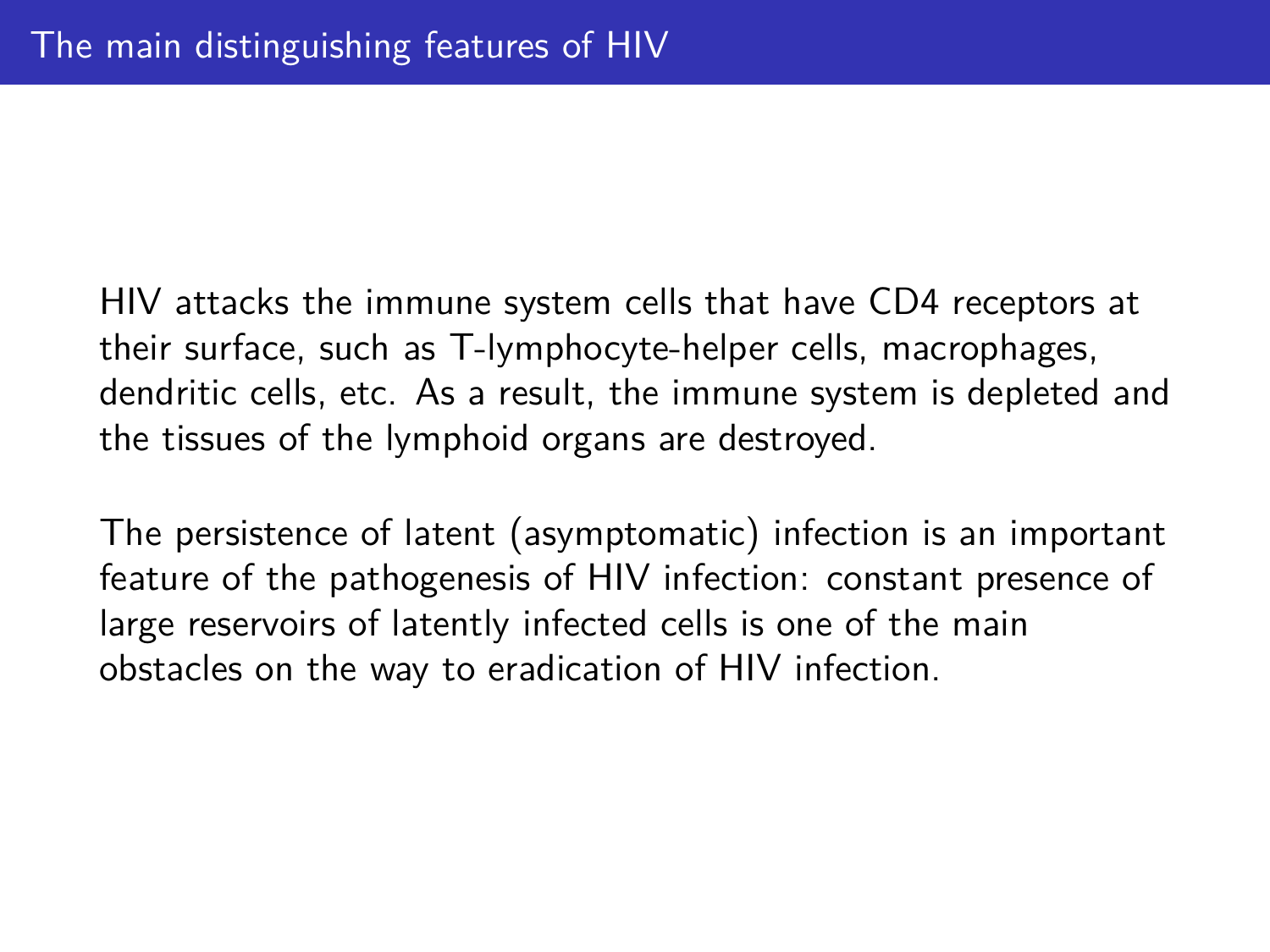# The main distinguishing features of HIV

HIV attacks the immune system cells that have CD4 receptors at their surface, such as T-lymphocyte-helper cells, macrophages, dendritic cells, etc. As a result, the immune system is depleted and the tissues of the lymphoid organs are destroyed.

The persistence of latent (asymptomatic) infection is an important feature of the pathogenesis of HIV infection: constant presence of large reservoirs of latently infected cells is one of the main obstacles on the way to eradication of HIV infection.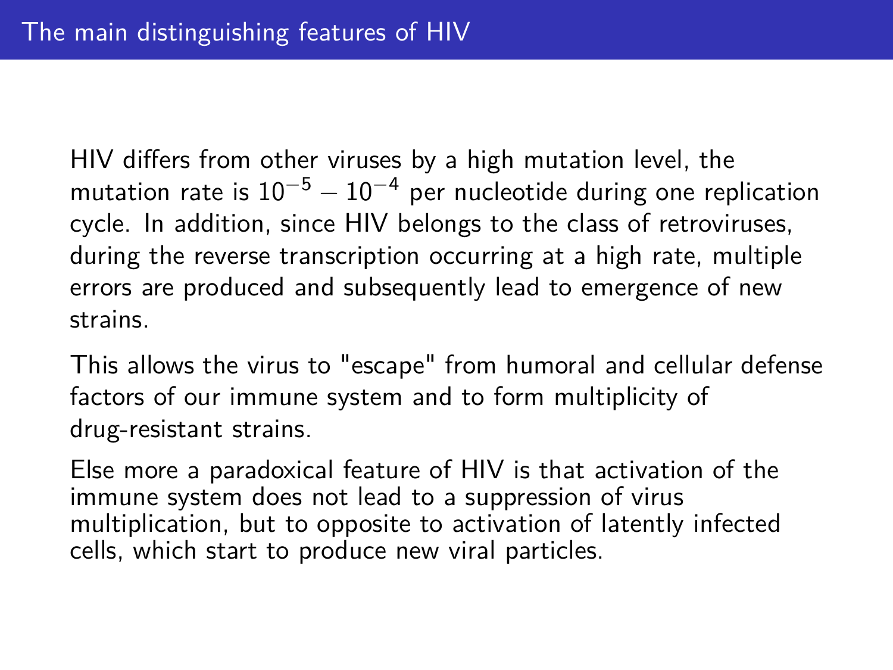# The main distinguishing features of HIV

HIV differs from other viruses by a high mutation level, the mutation rate is $10^{-5} - 10^{-4}$ per nucleotide during one replication cycle. In addition, since HIV belongs to the class of retroviruses, during the reverse transcription occurring at a high rate, multiple errors are produced and subsequently lead to emergence of new strains.

This allows the virus to "escape" from humoral and cellular defense factors of our immune system and to form multiplicity of drug-resistant strains.

Else more a paradoxical feature of HIV is that activation of the immune system does not lead to a suppression of virus multiplication, but to opposite to activation of latently infected cells, which start to produce new viral particles.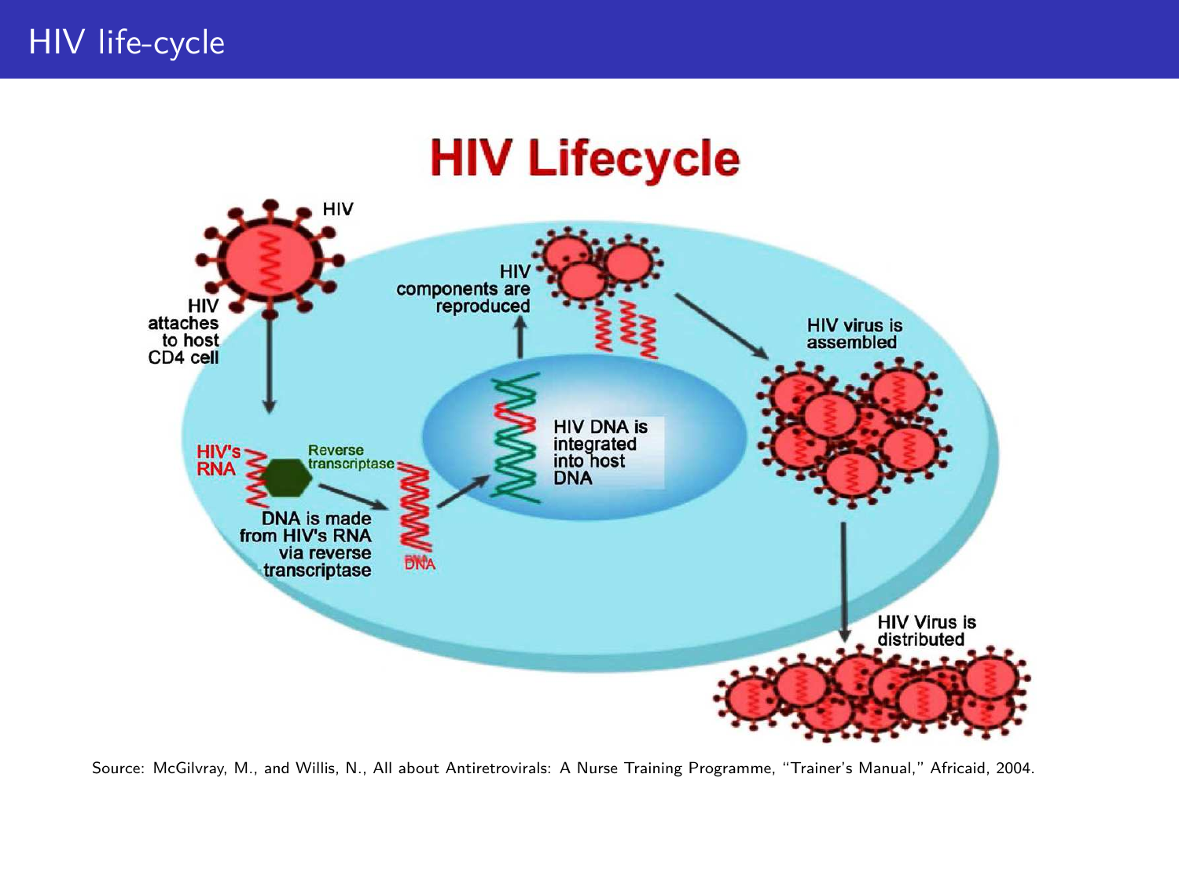# HIV life-cycle

HIV Lifecycle

HIV

HIV attaches to host CD4 cell

HIV components are reproduced

HIV virus is assembled

HIV's RNA

Reverse transcriptase

HIV DNA is integrated into host DNA

DNA is made from HIV's RNA via reverse transcriptase

DNA

HIV Virus is distributed

Source: McGilvray, M., and Willis, N., All about Antiretrovirals: A Nurse Training Programme, "Trainer's Manual," Africaid, 2004.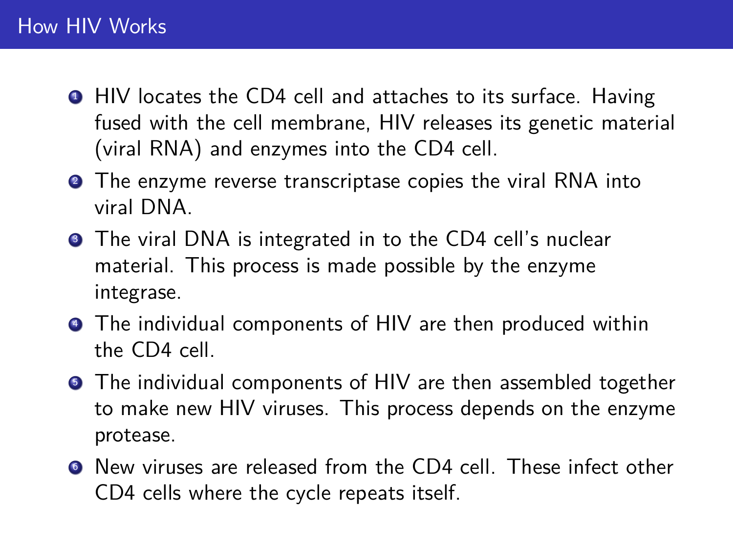## How HIV Works

1. HIV locates the CD4 cell and attaches to its surface. Having fused with the cell membrane, HIV releases its genetic material (viral RNA) and enzymes into the CD4 cell.
2. The enzyme reverse transcriptase copies the viral RNA into viral DNA.
3. The viral DNA is integrated in to the CD4 cell's nuclear material. This process is made possible by the enzyme integrase.
4. The individual components of HIV are then produced within the CD4 cell.
5. The individual components of HIV are then assembled together to make new HIV viruses. This process depends on the enzyme protease.
6. New viruses are released from the CD4 cell. These infect other CD4 cells where the cycle repeats itself.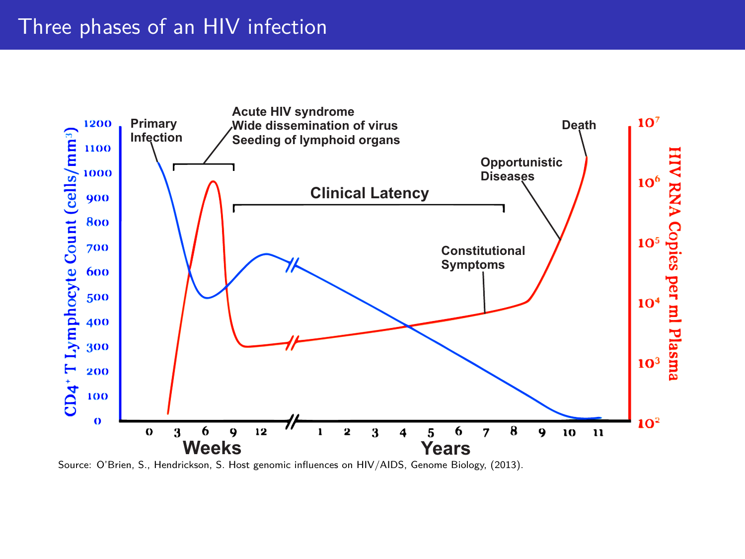# Three phases of an HIV infection

Primary Infection

Acute HIV syndrome
Wide dissemination of virus
Seeding of lymphoid organs

Clinical Latency

Constitutional Symptoms

Opportunistic Diseases

Death

CD4+ T Lymphocyte Count (cells/mm³)

1200, 1100, 1000, 900, 800, 700, 600, 500, 400, 300, 200, 100, 0

HIV RNA Copies per ml Plasma

$10^7$, $10^6$, $10^5$, $10^4$, $10^3$, $10^2$

Weeks: 0, 3, 6, 9, 12

Years: 1, 2, 3, 4, 5, 6, 7, 8, 9, 10, 11

Source: O'Brien, S., Hendrickson, S. Host genomic influences on HIV/AIDS, Genome Biology, (2013).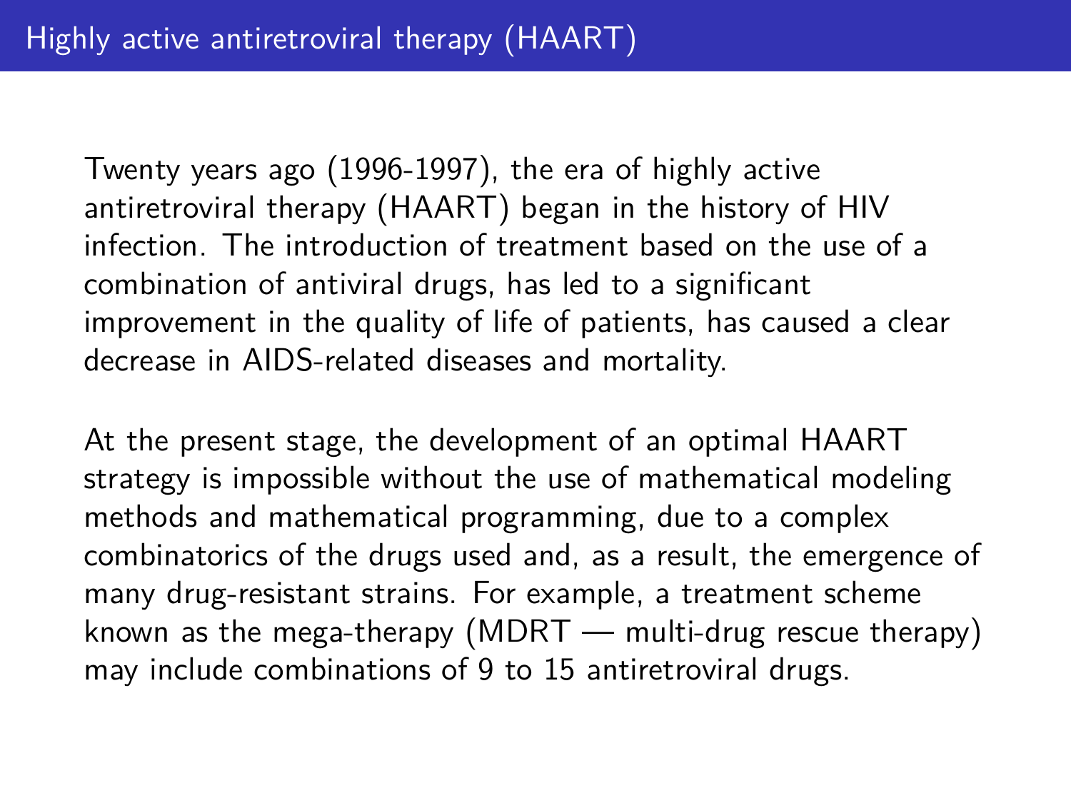# Highly active antiretroviral therapy (HAART)

Twenty years ago (1996-1997), the era of highly active antiretroviral therapy (HAART) began in the history of HIV infection. The introduction of treatment based on the use of a combination of antiviral drugs, has led to a significant improvement in the quality of life of patients, has caused a clear decrease in AIDS-related diseases and mortality.

At the present stage, the development of an optimal HAART strategy is impossible without the use of mathematical modeling methods and mathematical programming, due to a complex combinatorics of the drugs used and, as a result, the emergence of many drug-resistant strains. For example, a treatment scheme known as the mega-therapy (MDRT — multi-drug rescue therapy) may include combinations of 9 to 15 antiretroviral drugs.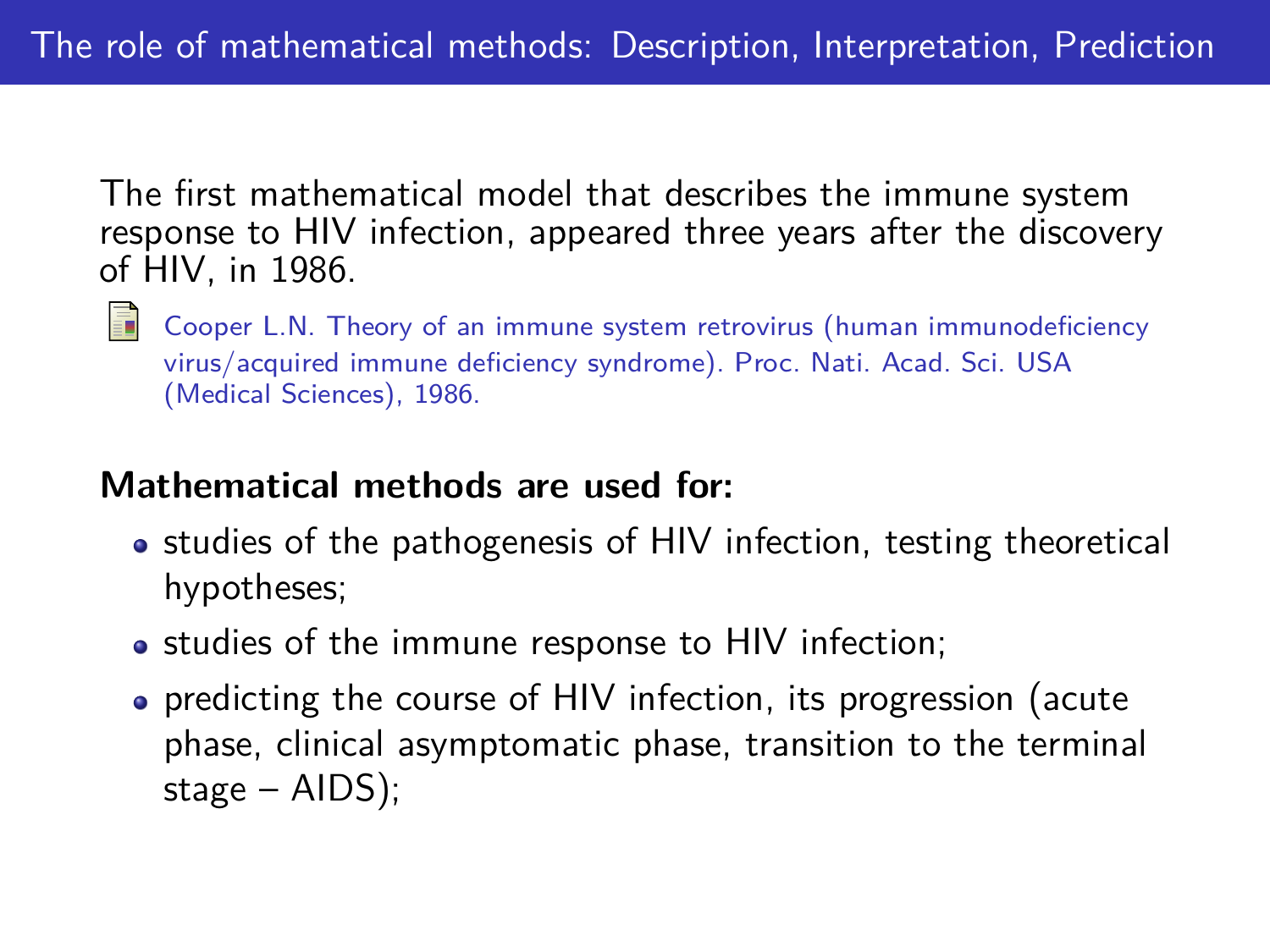# The role of mathematical methods: Description, Interpretation, Prediction

The first mathematical model that describes the immune system response to HIV infection, appeared three years after the discovery of HIV, in 1986.

Cooper L.N. Theory of an immune system retrovirus (human immunodeficiency virus/acquired immune deficiency syndrome). Proc. Nati. Acad. Sci. USA (Medical Sciences), 1986.

**Mathematical methods are used for:**

- studies of the pathogenesis of HIV infection, testing theoretical hypotheses;
- studies of the immune response to HIV infection;
- predicting the course of HIV infection, its progression (acute phase, clinical asymptomatic phase, transition to the terminal stage – AIDS);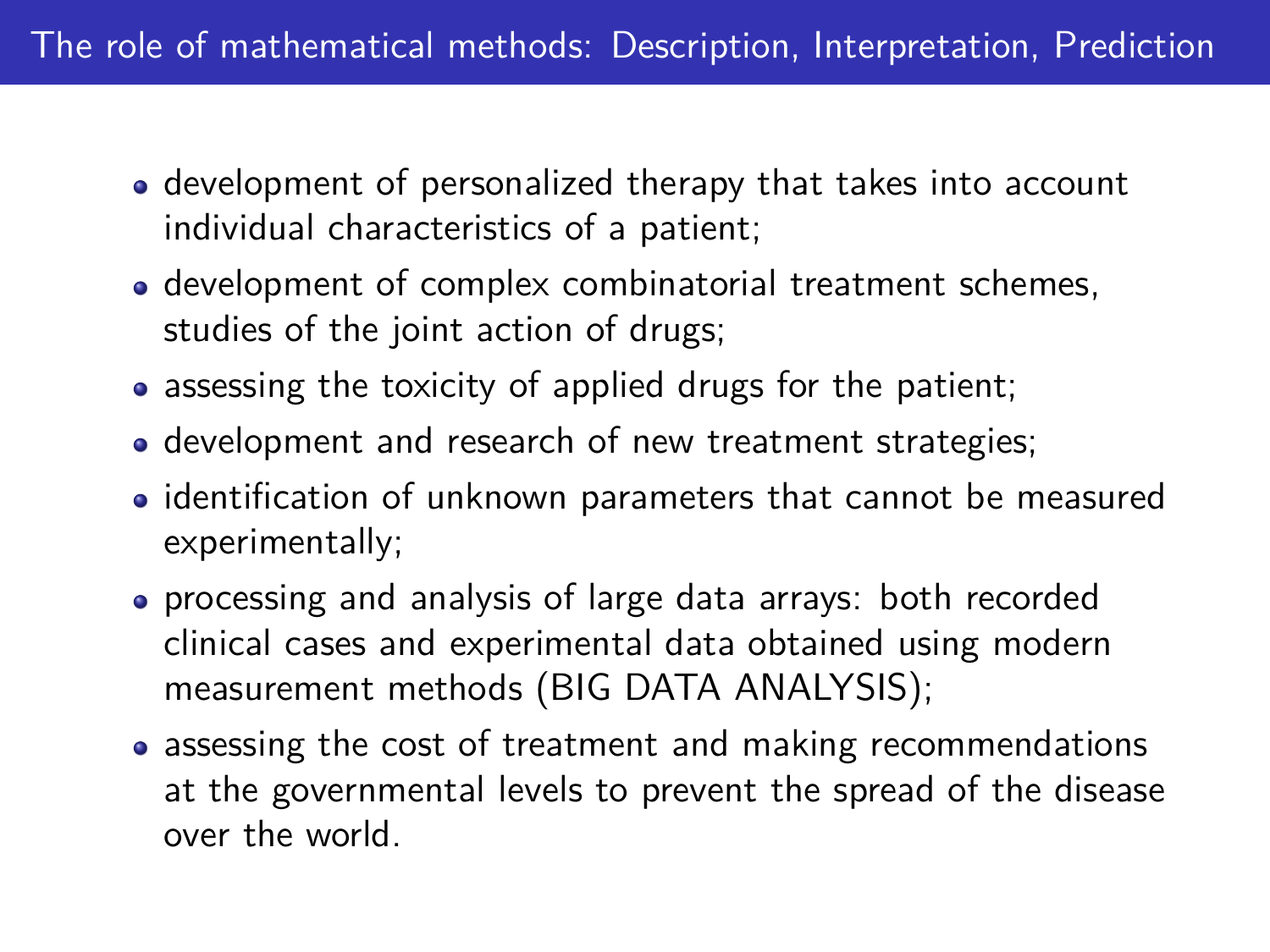## The role of mathematical methods: Description, Interpretation, Prediction

- development of personalized therapy that takes into account individual characteristics of a patient;
- development of complex combinatorial treatment schemes, studies of the joint action of drugs;
- assessing the toxicity of applied drugs for the patient;
- development and research of new treatment strategies;
- identification of unknown parameters that cannot be measured experimentally;
- processing and analysis of large data arrays: both recorded clinical cases and experimental data obtained using modern measurement methods (BIG DATA ANALYSIS);
- assessing the cost of treatment and making recommendations at the governmental levels to prevent the spread of the disease over the world.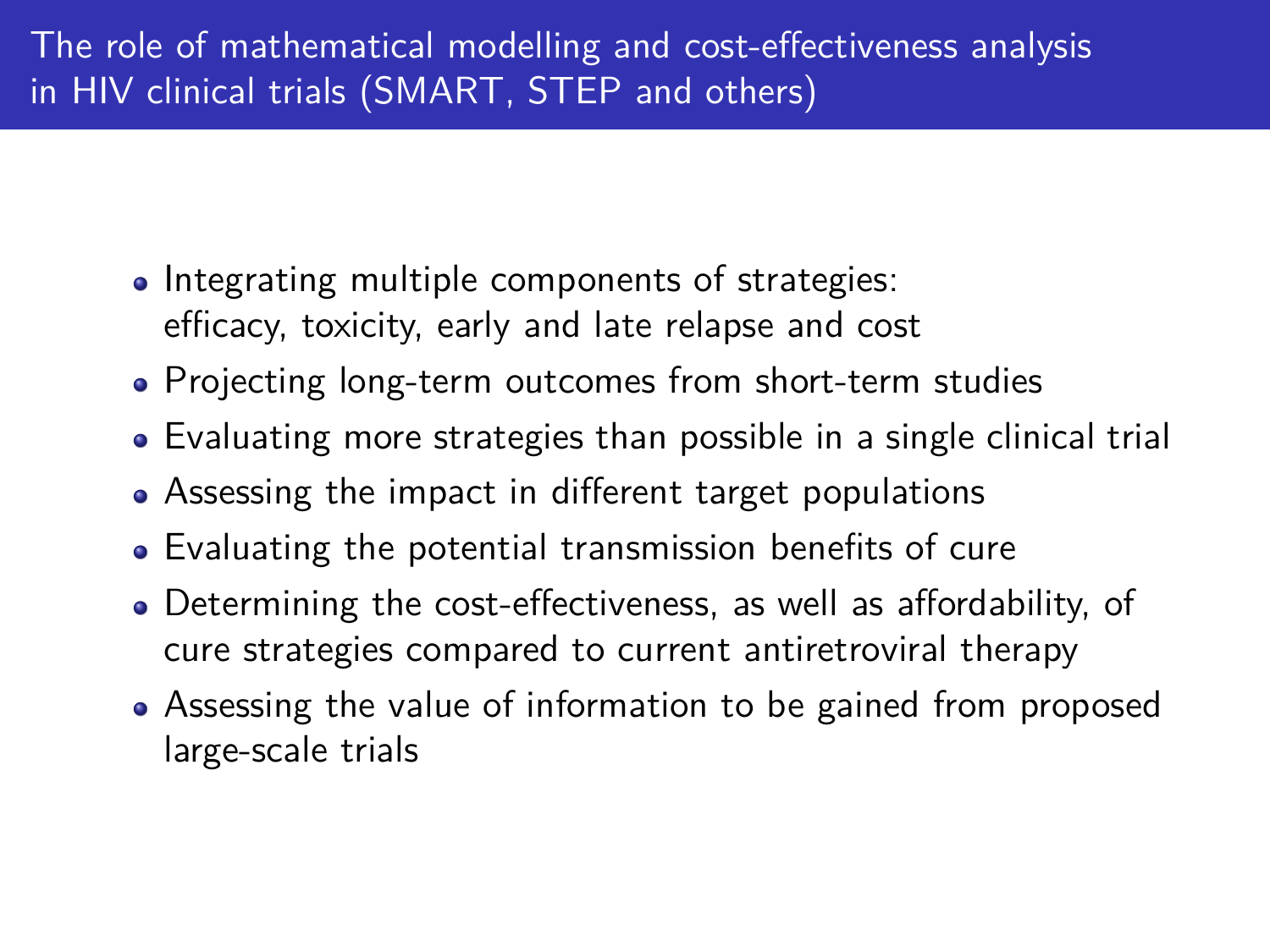# The role of mathematical modelling and cost-effectiveness analysis in HIV clinical trials (SMART, STEP and others)

- Integrating multiple components of strategies: efficacy, toxicity, early and late relapse and cost
- Projecting long-term outcomes from short-term studies
- Evaluating more strategies than possible in a single clinical trial
- Assessing the impact in different target populations
- Evaluating the potential transmission benefits of cure
- Determining the cost-effectiveness, as well as affordability, of cure strategies compared to current antiretroviral therapy
- Assessing the value of information to be gained from proposed large-scale trials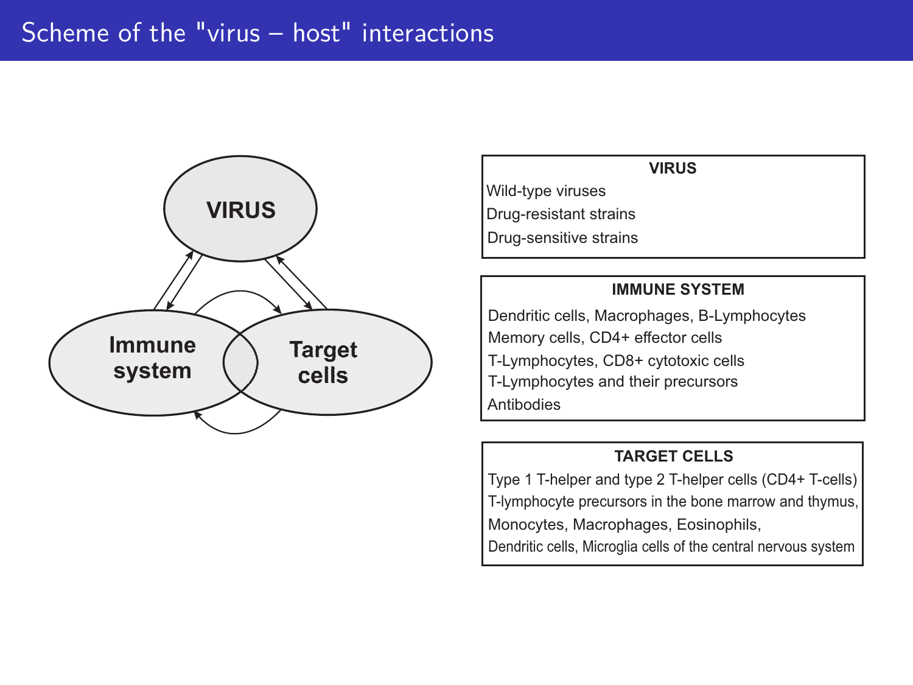# Scheme of the "virus – host" interactions

VIRUS

Immune system

Target cells

**VIRUS**

Wild-type viruses

Drug-resistant strains

Drug-sensitive strains

**IMMUNE SYSTEM**

Dendritic cells, Macrophages, B-Lymphocytes

Memory cells, CD4+ effector cells

T-Lymphocytes, CD8+ cytotoxic cells

T-Lymphocytes and their precursors

Antibodies

**TARGET CELLS**

Type 1 T-helper and type 2 T-helper cells (CD4+ T-cells)

T-lymphocyte precursors in the bone marrow and thymus,

Monocytes, Macrophages, Eosinophils,

Dendritic cells, Microglia cells of the central nervous system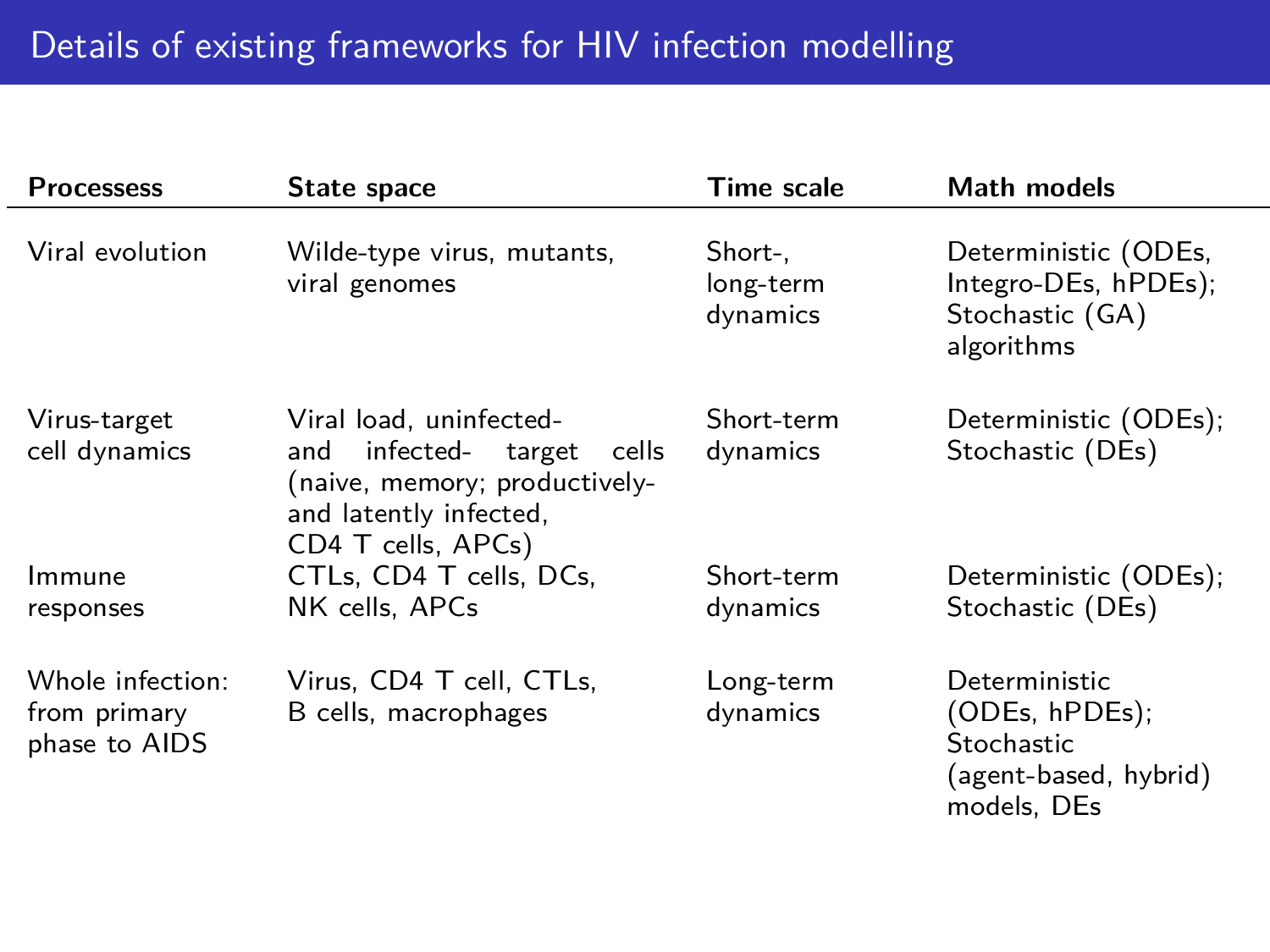# Details of existing frameworks for HIV infection modelling

| Processess | State space | Time scale | Math models |
|---|---|---|---|
| Viral evolution | Wilde-type virus, mutants, viral genomes | Short-, long-term dynamics | Deterministic (ODEs, Integro-DEs, hPDEs); Stochastic (GA) algorithms |
| Virus-target cell dynamics | Viral load, uninfected- and infected- target cells (naive, memory; productively- and latently infected, CD4 T cells, APCs) | Short-term dynamics | Deterministic (ODEs); Stochastic (DEs) |
| Immune responses | CTLs, CD4 T cells, DCs, NK cells, APCs | Short-term dynamics | Deterministic (ODEs); Stochastic (DEs) |
| Whole infection: from primary phase to AIDS | Virus, CD4 T cell, CTLs, B cells, macrophages | Long-term dynamics | Deterministic (ODEs, hPDEs); Stochastic (agent-based, hybrid) models, DEs |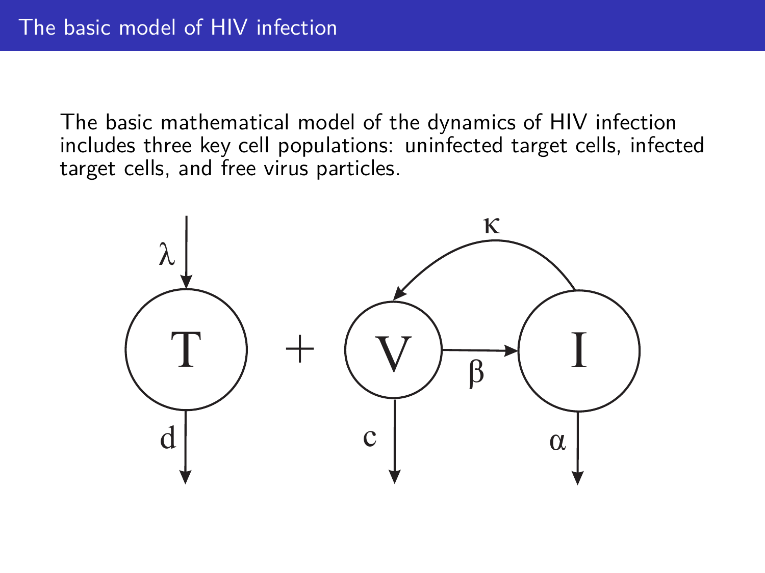## The basic model of HIV infection

The basic mathematical model of the dynamics of HIV infection includes three key cell populations: uninfected target cells, infected target cells, and free virus particles.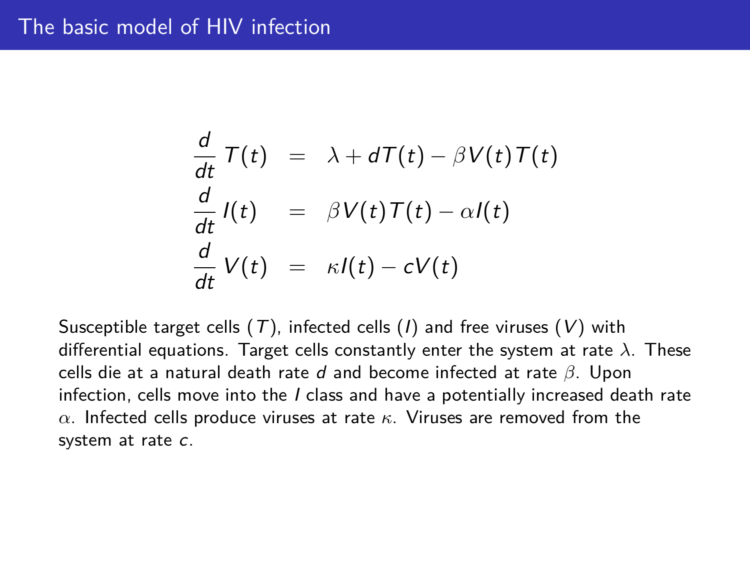# The basic model of HIV infection

$$
\begin{aligned}
\frac{d}{dt}\,T(t) &= \lambda + dT(t) - \beta V(t)T(t) \\
\frac{d}{dt}\,I(t) &= \beta V(t)T(t) - \alpha I(t) \\
\frac{d}{dt}\,V(t) &= \kappa I(t) - cV(t)
\end{aligned}
$$

Susceptible target cells ($T$), infected cells ($I$) and free viruses ($V$) with differential equations. Target cells constantly enter the system at rate $\lambda$. These cells die at a natural death rate $d$ and become infected at rate $\beta$. Upon infection, cells move into the $I$ class and have a potentially increased death rate $\alpha$. Infected cells produce viruses at rate $\kappa$. Viruses are removed from the system at rate $c$.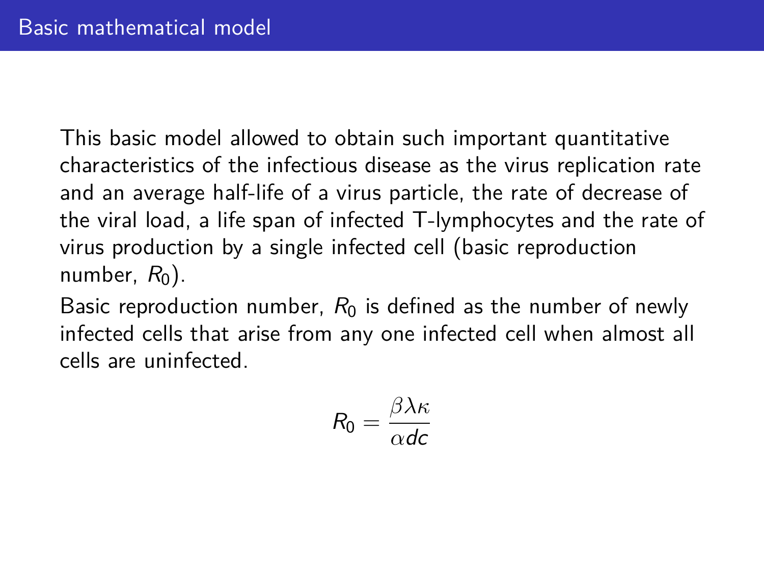## Basic mathematical model

This basic model allowed to obtain such important quantitative characteristics of the infectious disease as the virus replication rate and an average half-life of a virus particle, the rate of decrease of the viral load, a life span of infected T-lymphocytes and the rate of virus production by a single infected cell (basic reproduction number, $R_0$).

Basic reproduction number, $R_0$ is defined as the number of newly infected cells that arise from any one infected cell when almost all cells are uninfected.

$$R_0 = \frac{\beta \lambda \kappa}{\alpha d c}$$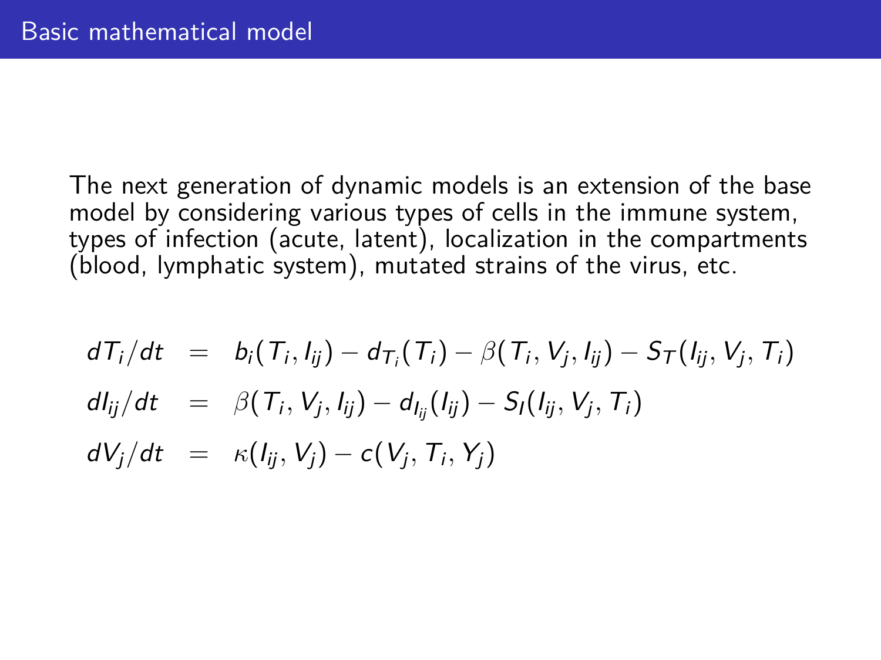## Basic mathematical model

The next generation of dynamic models is an extension of the base model by considering various types of cells in the immune system, types of infection (acute, latent), localization in the compartments (blood, lymphatic system), mutated strains of the virus, etc.

$$
\begin{aligned}
dT_i/dt &= b_i(T_i, I_{ij}) - d_{T_i}(T_i) - \beta(T_i, V_j, I_{ij}) - S_T(I_{ij}, V_j, T_i) \\
dI_{ij}/dt &= \beta(T_i, V_j, I_{ij}) - d_{I_{ij}}(I_{ij}) - S_I(I_{ij}, V_j, T_i) \\
dV_j/dt &= \kappa(I_{ij}, V_j) - c(V_j, T_i, Y_j)
\end{aligned}
$$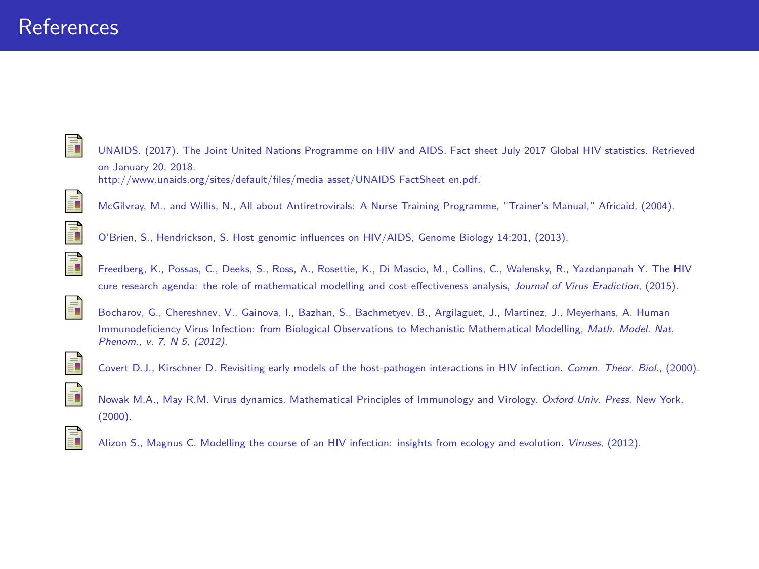# References

- UNAIDS. (2017). The Joint United Nations Programme on HIV and AIDS. Fact sheet July 2017 Global HIV statistics. Retrieved on January 20, 2018. http://www.unaids.org/sites/default/files/media asset/UNAIDS FactSheet en.pdf.
- McGilvray, M., and Willis, N., All about Antiretrovirals: A Nurse Training Programme, "Trainer's Manual," Africaid, (2004).
- O'Brien, S., Hendrickson, S. Host genomic influences on HIV/AIDS, Genome Biology 14:201, (2013).
- Freedberg, K., Possas, C., Deeks, S., Ross, A., Rosettie, K., Di Mascio, M., Collins, C., Walensky, R., Yazdanpanah Y. The HIV cure research agenda: the role of mathematical modelling and cost-effectiveness analysis, *Journal of Virus Eradiction*, (2015).
- Bocharov, G., Chereshnev, V., Gainova, I., Bazhan, S., Bachmetyev, B., Argilaguet, J., Martinez, J., Meyerhans, A. Human Immunodeficiency Virus Infection: from Biological Observations to Mechanistic Mathematical Modelling, *Math. Model. Nat. Phenom., v. 7, N 5, (2012).*
- Covert D.J., Kirschner D. Revisiting early models of the host-pathogen interactions in HIV infection. *Comm. Theor. Biol.*, (2000).
- Nowak M.A., May R.M. Virus dynamics. Mathematical Principles of Immunology and Virology. *Oxford Univ. Press*, New York, (2000).
- Alizon S., Magnus C. Modelling the course of an HIV infection: insights from ecology and evolution. *Viruses*, (2012).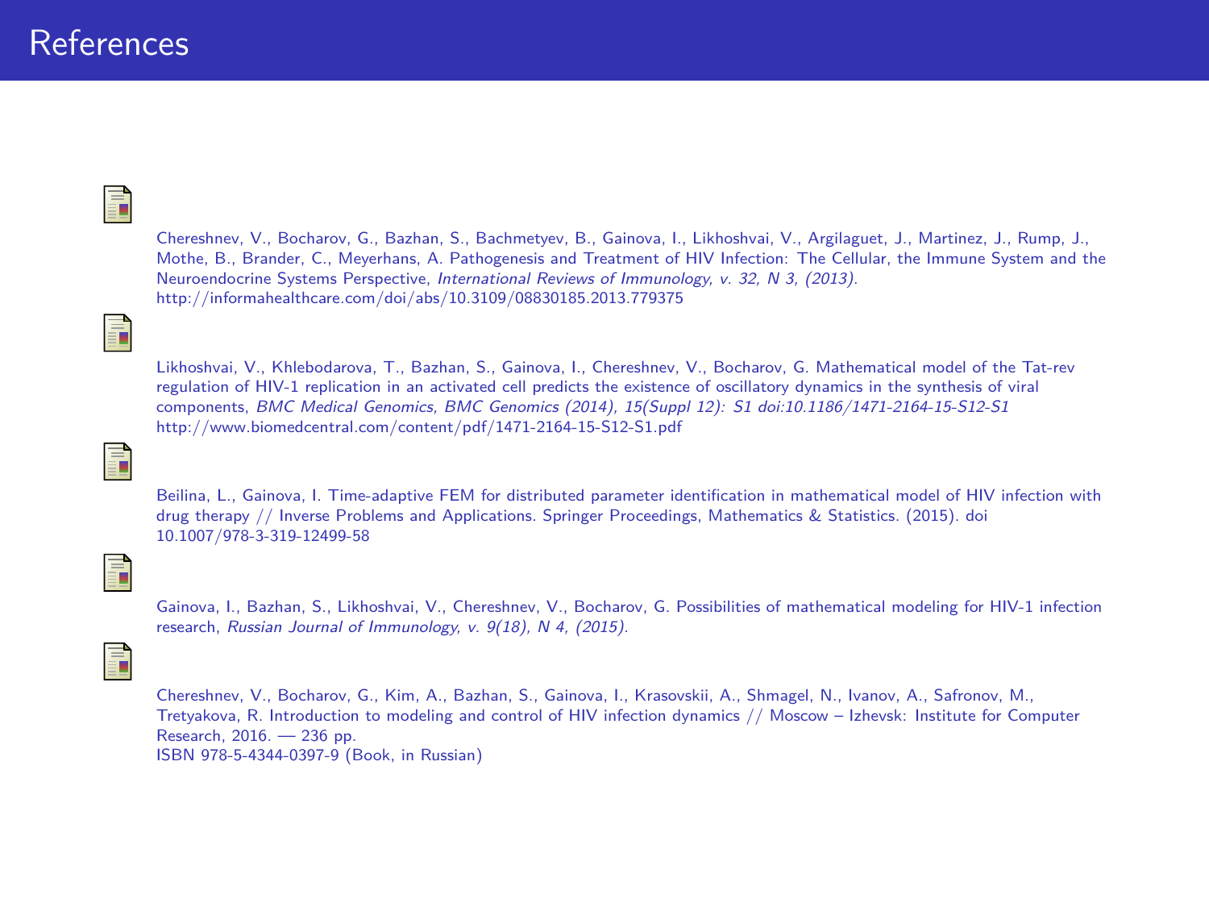# References

- Chereshnev, V., Bocharov, G., Bazhan, S., Bachmetyev, B., Gainova, I., Likhoshvai, V., Argilaguet, J., Martinez, J., Rump, J., Mothe, B., Brander, C., Meyerhans, A. Pathogenesis and Treatment of HIV Infection: The Cellular, the Immune System and the Neuroendocrine Systems Perspective, *International Reviews of Immunology, v. 32, N 3, (2013).* http://informahealthcare.com/doi/abs/10.3109/08830185.2013.779375

- Likhoshvai, V., Khlebodarova, T., Bazhan, S., Gainova, I., Chereshnev, V., Bocharov, G. Mathematical model of the Tat-rev regulation of HIV-1 replication in an activated cell predicts the existence of oscillatory dynamics in the synthesis of viral components, *BMC Medical Genomics, BMC Genomics (2014), 15(Suppl 12): S1 doi:10.1186/1471-2164-15-S12-S1* http://www.biomedcentral.com/content/pdf/1471-2164-15-S12-S1.pdf

- Beilina, L., Gainova, I. Time-adaptive FEM for distributed parameter identification in mathematical model of HIV infection with drug therapy // Inverse Problems and Applications. Springer Proceedings, Mathematics & Statistics. (2015). doi 10.1007/978-3-319-12499-58

- Gainova, I., Bazhan, S., Likhoshvai, V., Chereshnev, V., Bocharov, G. Possibilities of mathematical modeling for HIV-1 infection research, *Russian Journal of Immunology, v. 9(18), N 4, (2015).*

- Chereshnev, V., Bocharov, G., Kim, A., Bazhan, S., Gainova, I., Krasovskii, A., Shmagel, N., Ivanov, A., Safronov, M., Tretyakova, R. Introduction to modeling and control of HIV infection dynamics // Moscow – Izhevsk: Institute for Computer Research, 2016. — 236 pp. ISBN 978-5-4344-0397-9 (Book, in Russian)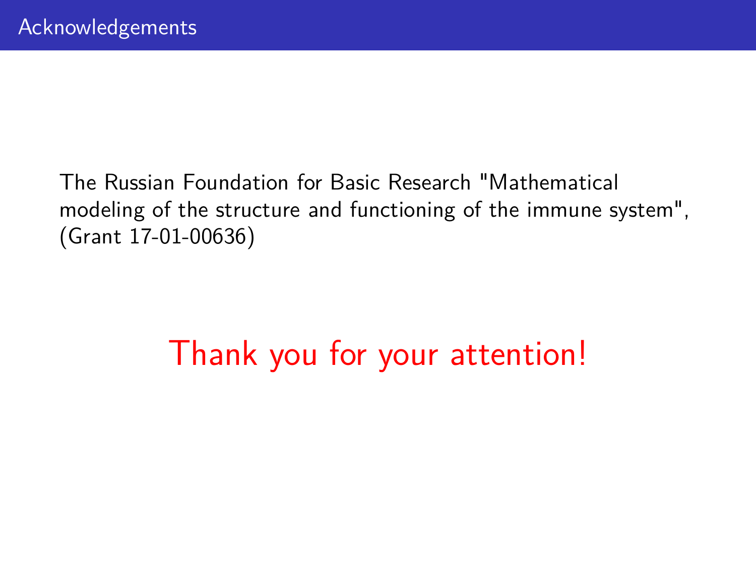## Acknowledgements

The Russian Foundation for Basic Research "Mathematical modeling of the structure and functioning of the immune system", (Grant 17-01-00636)

Thank you for your attention!